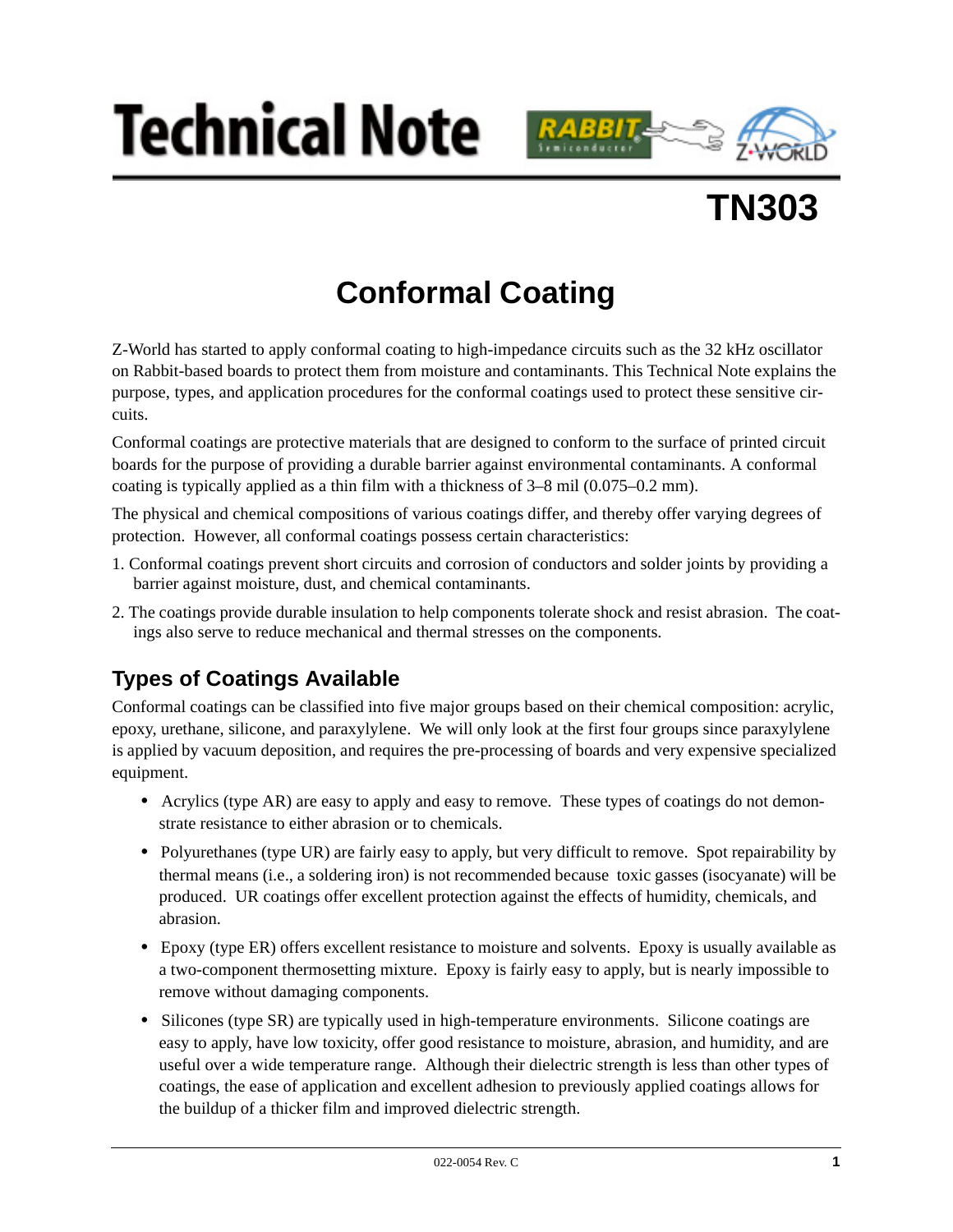# Technical Note

## TN303

# Conformal Coating

Z-World has started to apply conformal coating to high-impedance circuits such as the 32 kHz oscillator on Rabbit-based boards to protect them from moisture and contaminants. This Technical Note explains the purpose, types, and application procedures for the conformal coatings used to protect these sensitive circuits.

Conformal coatings are protective materials that are designed to conform to the surface of printed circuit boards for the purpose of providing a durable barrier against environmental contaminants. A conformal coating is typically applied as a thin film with a thickness of 3–8 mil (0.075–0.2 mm).

The physical and chemical compositions of various coatings differ, and thereby offer varying degrees of protection. However, all conformal coatings possess certain characteristics:

1. Conformal coatings prevent short circuits and corrosion of conductors and solder joints by providing a barrier against moisture, dust, and chemical contaminants.
2. The coatings provide durable insulation to help components tolerate shock and resist abrasion. The coatings also serve to reduce mechanical and thermal stresses on the components.

## Types of Coatings Available

Conformal coatings can be classified into five major groups based on their chemical composition: acrylic, epoxy, urethane, silicone, and paraxylylene. We will only look at the first four groups since paraxylylene is applied by vacuum deposition, and requires the pre-processing of boards and very expensive specialized equipment.

- Acrylics (type AR) are easy to apply and easy to remove. These types of coatings do not demonstrate resistance to either abrasion or to chemicals.
- Polyurethanes (type UR) are fairly easy to apply, but very difficult to remove. Spot repairability by thermal means (i.e., a soldering iron) is not recommended because toxic gasses (isocyanate) will be produced. UR coatings offer excellent protection against the effects of humidity, chemicals, and abrasion.
- Epoxy (type ER) offers excellent resistance to moisture and solvents. Epoxy is usually available as a two-component thermosetting mixture. Epoxy is fairly easy to apply, but is nearly impossible to remove without damaging components.
- Silicones (type SR) are typically used in high-temperature environments. Silicone coatings are easy to apply, have low toxicity, offer good resistance to moisture, abrasion, and humidity, and are useful over a wide temperature range. Although their dielectric strength is less than other types of coatings, the ease of application and excellent adhesion to previously applied coatings allows for the buildup of a thicker film and improved dielectric strength.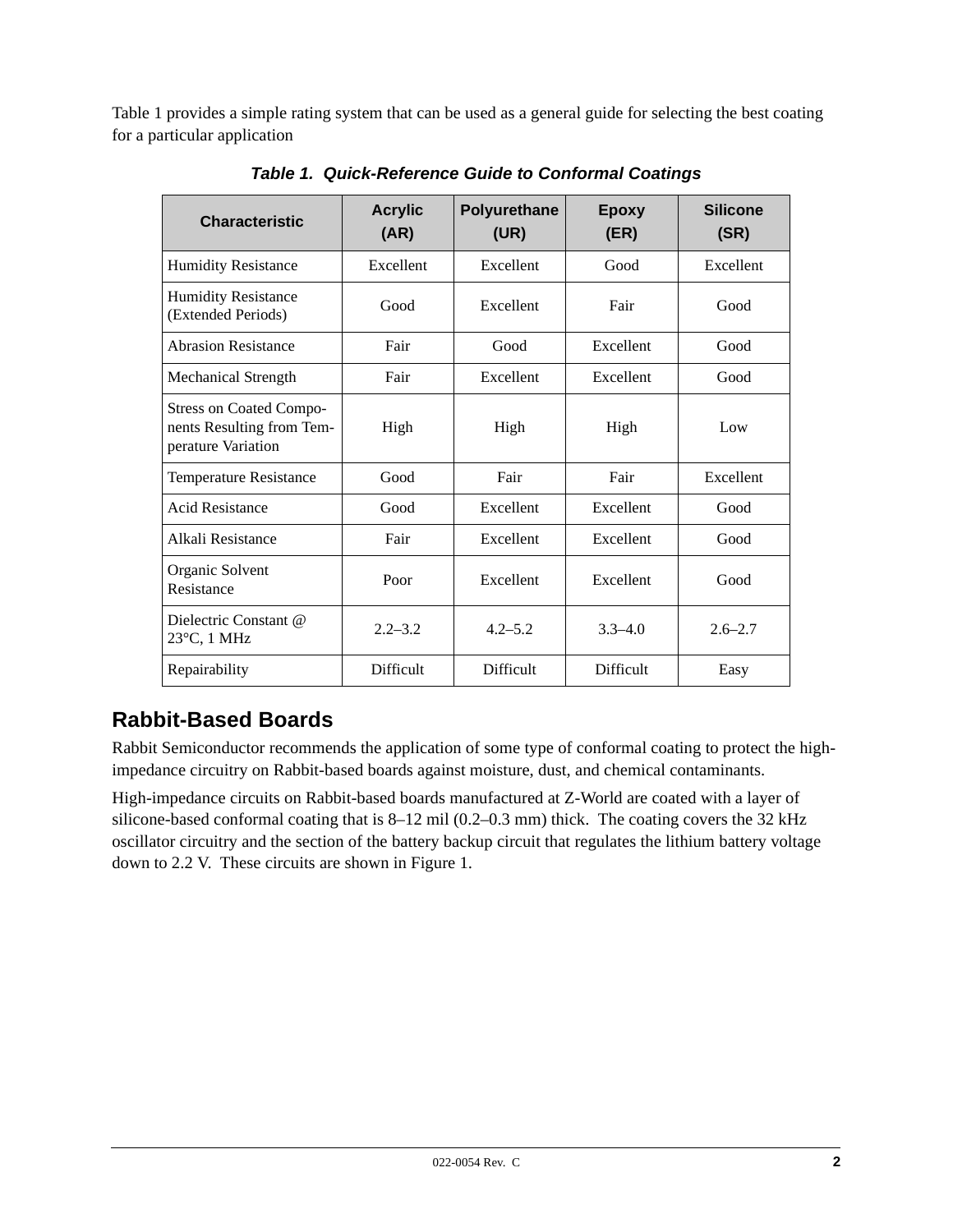Table 1 provides a simple rating system that can be used as a general guide for selecting the best coating for a particular application

***Table 1. Quick-Reference Guide to Conformal Coatings***

| Characteristic | Acrylic (AR) | Polyurethane (UR) | Epoxy (ER) | Silicone (SR) |
|---|---|---|---|---|
| Humidity Resistance | Excellent | Excellent | Good | Excellent |
| Humidity Resistance (Extended Periods) | Good | Excellent | Fair | Good |
| Abrasion Resistance | Fair | Good | Excellent | Good |
| Mechanical Strength | Fair | Excellent | Excellent | Good |
| Stress on Coated Components Resulting from Temperature Variation | High | High | High | Low |
| Temperature Resistance | Good | Fair | Fair | Excellent |
| Acid Resistance | Good | Excellent | Excellent | Good |
| Alkali Resistance | Fair | Excellent | Excellent | Good |
| Organic Solvent Resistance | Poor | Excellent | Excellent | Good |
| Dielectric Constant @ 23°C, 1 MHz | 2.2–3.2 | 4.2–5.2 | 3.3–4.0 | 2.6–2.7 |
| Repairability | Difficult | Difficult | Difficult | Easy |

## Rabbit-Based Boards

Rabbit Semiconductor recommends the application of some type of conformal coating to protect the high-impedance circuitry on Rabbit-based boards against moisture, dust, and chemical contaminants.

High-impedance circuits on Rabbit-based boards manufactured at Z-World are coated with a layer of silicone-based conformal coating that is 8–12 mil (0.2–0.3 mm) thick. The coating covers the 32 kHz oscillator circuitry and the section of the battery backup circuit that regulates the lithium battery voltage down to 2.2 V. These circuits are shown in Figure 1.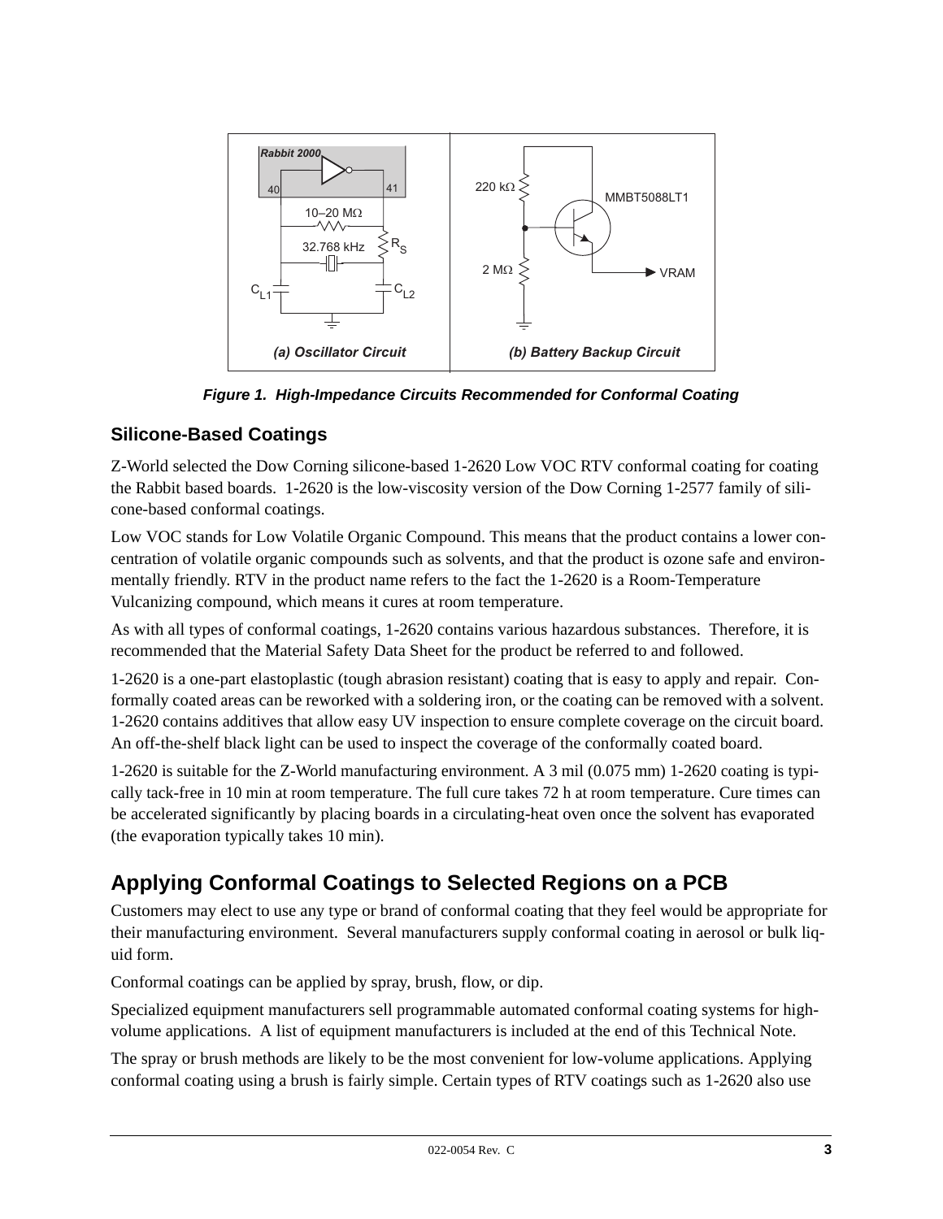**Figure 1. High-Impedance Circuits Recommended for Conformal Coating**

### Silicone-Based Coatings

Z-World selected the Dow Corning silicone-based 1-2620 Low VOC RTV conformal coating for coating the Rabbit based boards. 1-2620 is the low-viscosity version of the Dow Corning 1-2577 family of silicone-based conformal coatings.

Low VOC stands for Low Volatile Organic Compound. This means that the product contains a lower concentration of volatile organic compounds such as solvents, and that the product is ozone safe and environmentally friendly. RTV in the product name refers to the fact the 1-2620 is a Room-Temperature Vulcanizing compound, which means it cures at room temperature.

As with all types of conformal coatings, 1-2620 contains various hazardous substances. Therefore, it is recommended that the Material Safety Data Sheet for the product be referred to and followed.

1-2620 is a one-part elastoplastic (tough abrasion resistant) coating that is easy to apply and repair. Conformally coated areas can be reworked with a soldering iron, or the coating can be removed with a solvent. 1-2620 contains additives that allow easy UV inspection to ensure complete coverage on the circuit board. An off-the-shelf black light can be used to inspect the coverage of the conformally coated board.

1-2620 is suitable for the Z-World manufacturing environment. A 3 mil (0.075 mm) 1-2620 coating is typically tack-free in 10 min at room temperature. The full cure takes 72 h at room temperature. Cure times can be accelerated significantly by placing boards in a circulating-heat oven once the solvent has evaporated (the evaporation typically takes 10 min).

## Applying Conformal Coatings to Selected Regions on a PCB

Customers may elect to use any type or brand of conformal coating that they feel would be appropriate for their manufacturing environment. Several manufacturers supply conformal coating in aerosol or bulk liquid form.

Conformal coatings can be applied by spray, brush, flow, or dip.

Specialized equipment manufacturers sell programmable automated conformal coating systems for high-volume applications. A list of equipment manufacturers is included at the end of this Technical Note.

The spray or brush methods are likely to be the most convenient for low-volume applications. Applying conformal coating using a brush is fairly simple. Certain types of RTV coatings such as 1-2620 also use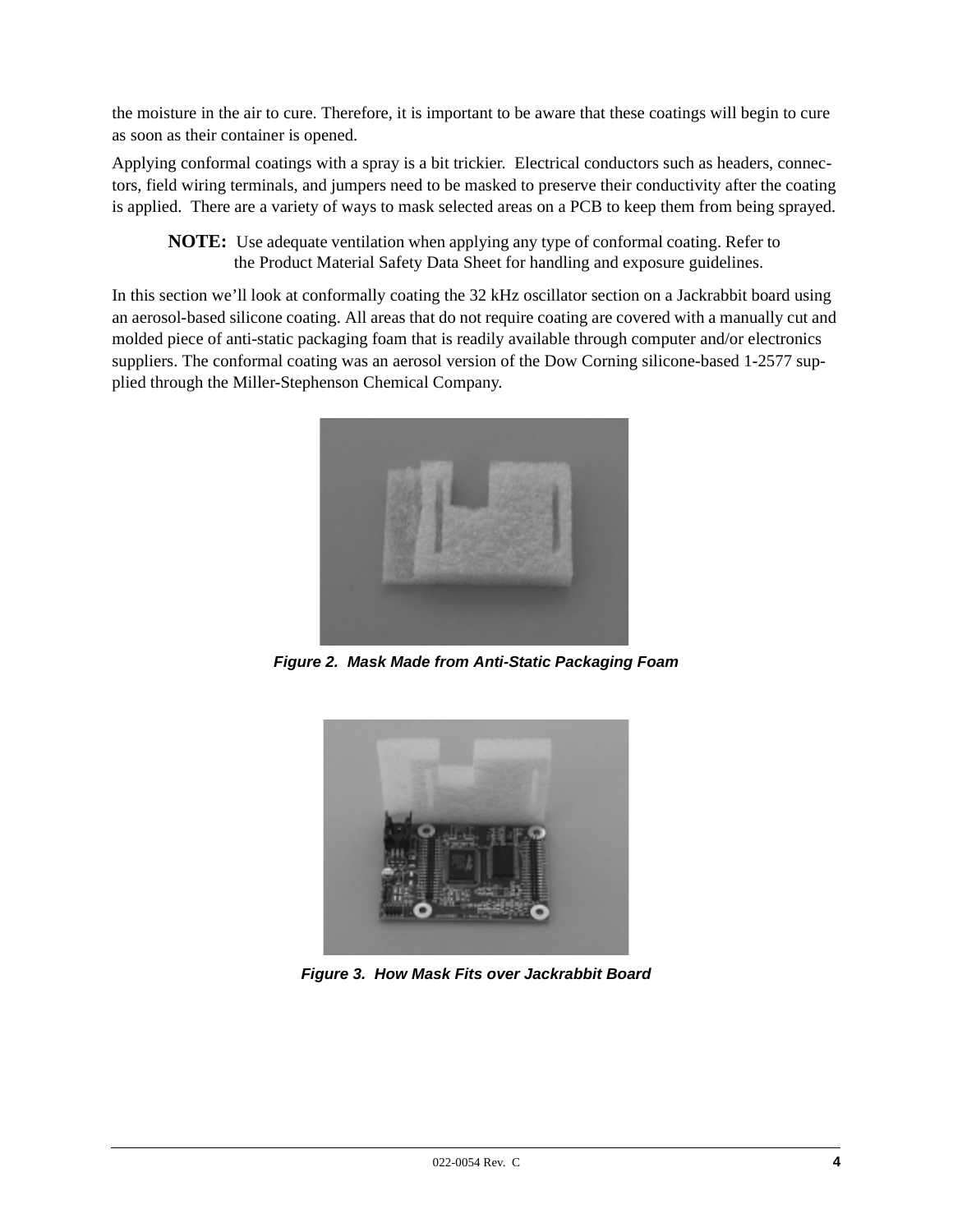the moisture in the air to cure. Therefore, it is important to be aware that these coatings will begin to cure as soon as their container is opened.

Applying conformal coatings with a spray is a bit trickier. Electrical conductors such as headers, connectors, field wiring terminals, and jumpers need to be masked to preserve their conductivity after the coating is applied. There are a variety of ways to mask selected areas on a PCB to keep them from being sprayed.

> **NOTE:** Use adequate ventilation when applying any type of conformal coating. Refer to the Product Material Safety Data Sheet for handling and exposure guidelines.

In this section we'll look at conformally coating the 32 kHz oscillator section on a Jackrabbit board using an aerosol-based silicone coating. All areas that do not require coating are covered with a manually cut and molded piece of anti-static packaging foam that is readily available through computer and/or electronics suppliers. The conformal coating was an aerosol version of the Dow Corning silicone-based 1-2577 supplied through the Miller-Stephenson Chemical Company.

***Figure 2. Mask Made from Anti-Static Packaging Foam***

***Figure 3. How Mask Fits over Jackrabbit Board***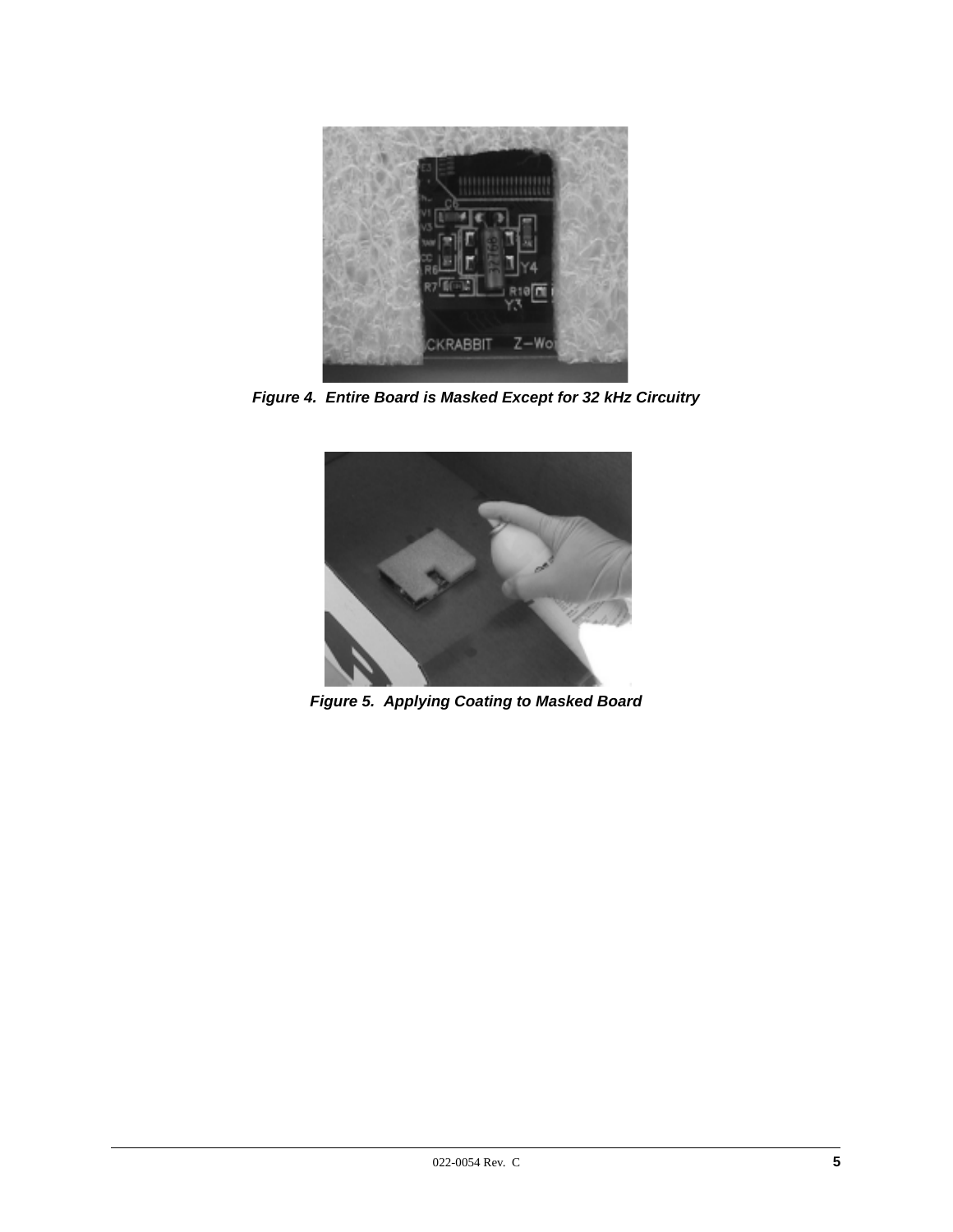*Figure 4. Entire Board is Masked Except for 32 kHz Circuitry*

*Figure 5. Applying Coating to Masked Board*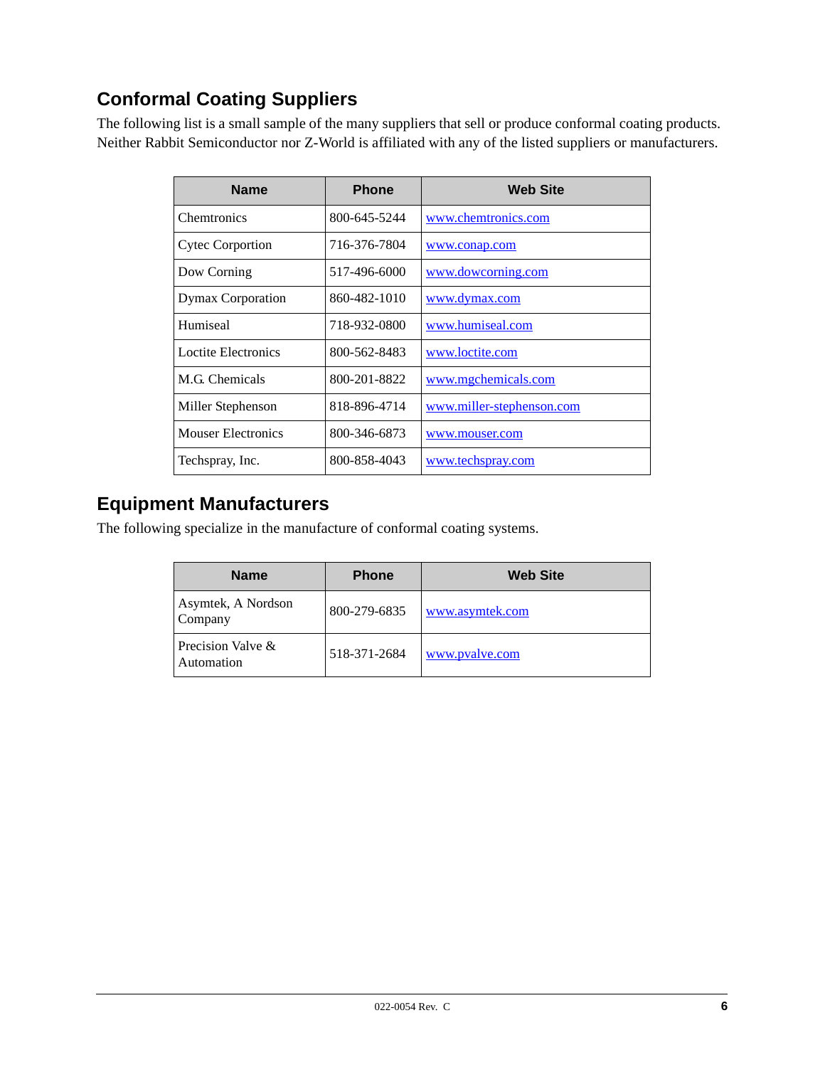## Conformal Coating Suppliers

The following list is a small sample of the many suppliers that sell or produce conformal coating products. Neither Rabbit Semiconductor nor Z-World is affiliated with any of the listed suppliers or manufacturers.

| Name | Phone | Web Site |
|---|---|---|
| Chemtronics | 800-645-5244 | www.chemtronics.com |
| Cytec Corportion | 716-376-7804 | www.conap.com |
| Dow Corning | 517-496-6000 | www.dowcorning.com |
| Dymax Corporation | 860-482-1010 | www.dymax.com |
| Humiseal | 718-932-0800 | www.humiseal.com |
| Loctite Electronics | 800-562-8483 | www.loctite.com |
| M.G. Chemicals | 800-201-8822 | www.mgchemicals.com |
| Miller Stephenson | 818-896-4714 | www.miller-stephenson.com |
| Mouser Electronics | 800-346-6873 | www.mouser.com |
| Techspray, Inc. | 800-858-4043 | www.techspray.com |

## Equipment Manufacturers

The following specialize in the manufacture of conformal coating systems.

| Name | Phone | Web Site |
|---|---|---|
| Asymtek, A Nordson Company | 800-279-6835 | www.asymtek.com |
| Precision Valve & Automation | 518-371-2684 | www.pvalve.com |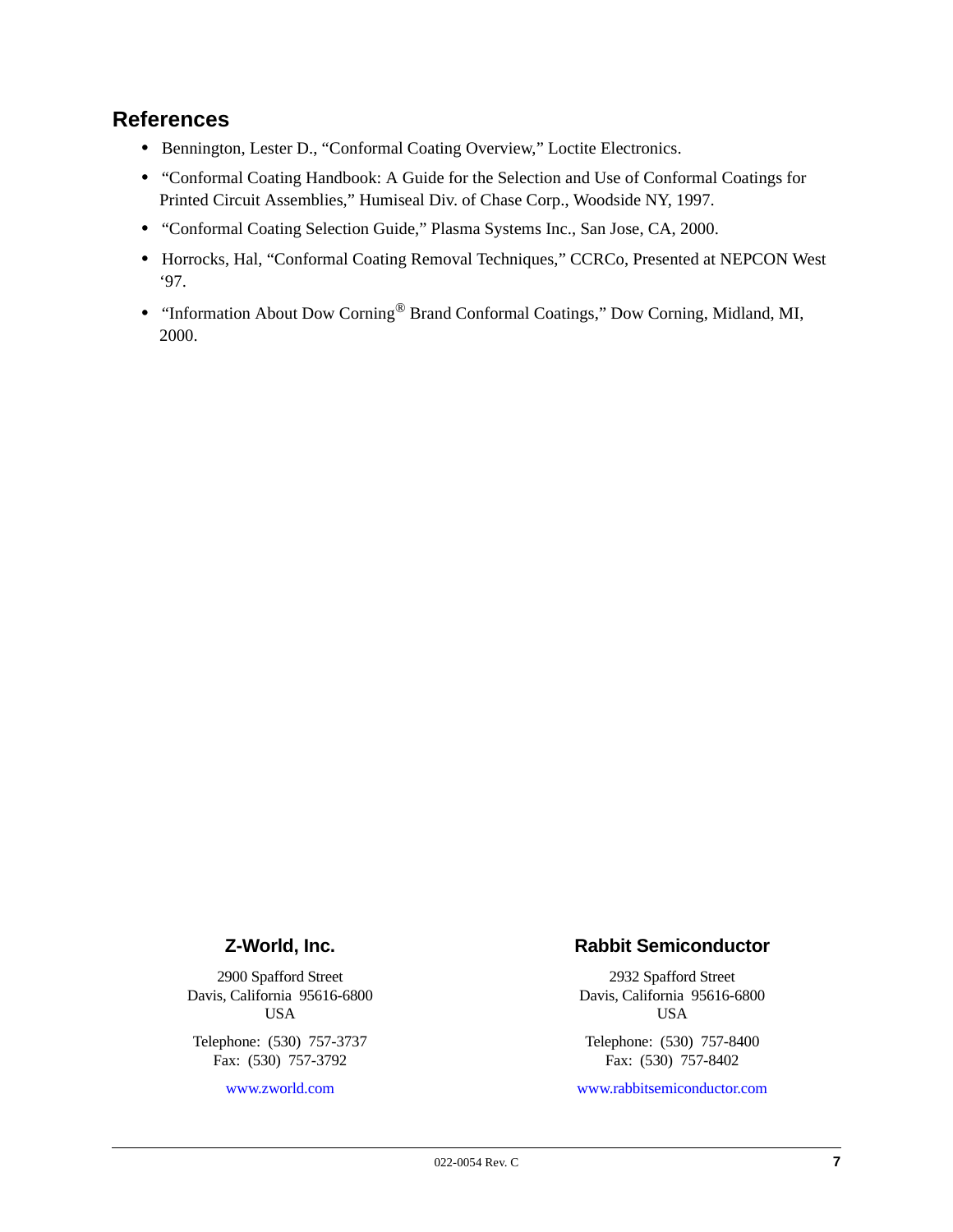## References

- Bennington, Lester D., “Conformal Coating Overview,” Loctite Electronics.
- “Conformal Coating Handbook: A Guide for the Selection and Use of Conformal Coatings for Printed Circuit Assemblies,” Humiseal Div. of Chase Corp., Woodside NY, 1997.
- “Conformal Coating Selection Guide,” Plasma Systems Inc., San Jose, CA, 2000.
- Horrocks, Hal, “Conformal Coating Removal Techniques,” CCRCo, Presented at NEPCON West ‘97.
- “Information About Dow Corning® Brand Conformal Coatings,” Dow Corning, Midland, MI, 2000.

**Z-World, Inc.**

2900 Spafford Street
Davis, California 95616-6800
USA

Telephone: (530) 757-3737
Fax: (530) 757-3792

www.zworld.com

**Rabbit Semiconductor**

2932 Spafford Street
Davis, California 95616-6800
USA

Telephone: (530) 757-8400
Fax: (530) 757-8402

www.rabbitsemiconductor.com

022-0054 Rev. C